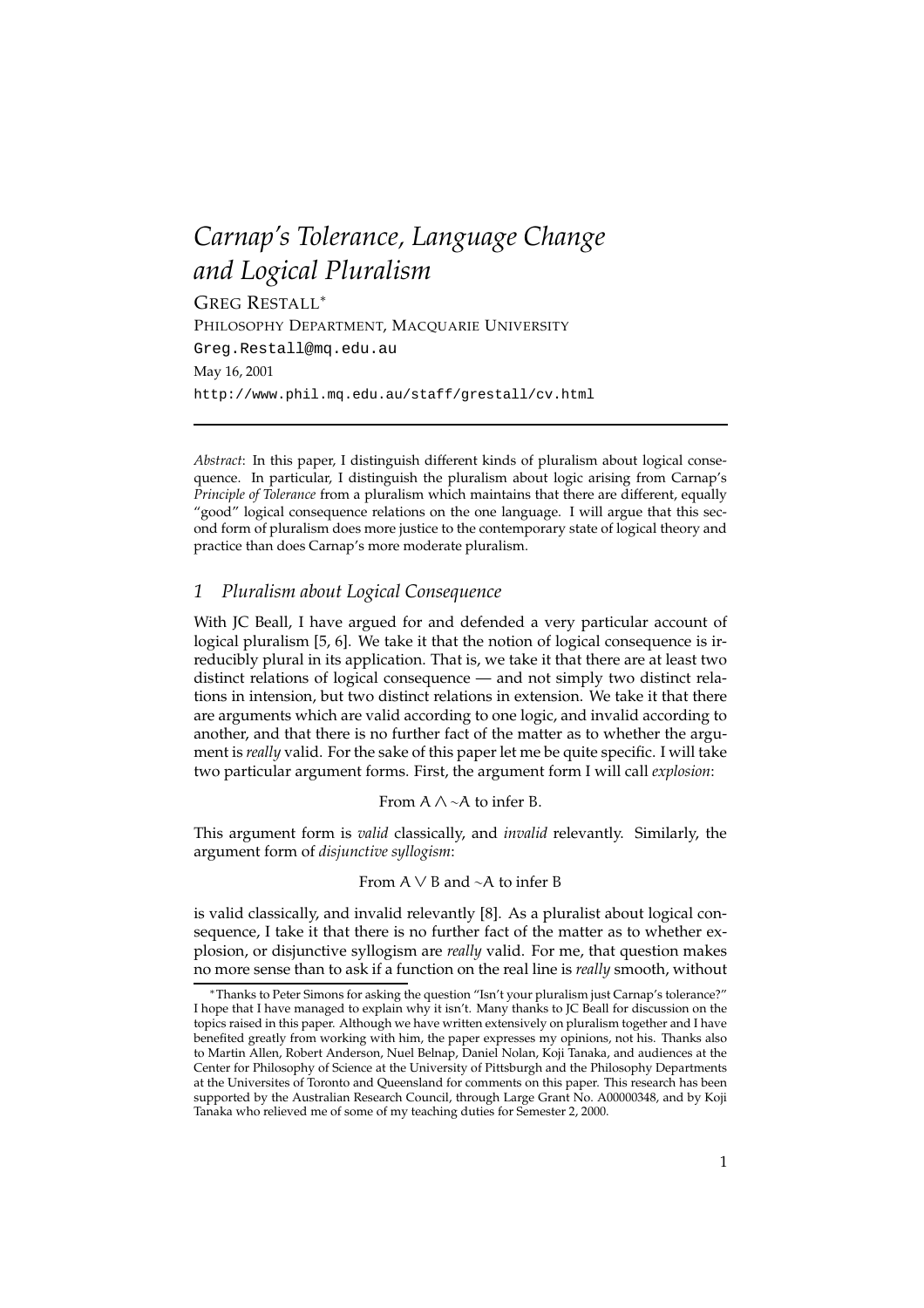# *Carnap's Tolerance, Language Change and Logical Pluralism*

GREG RESTALL[*]

PHILOSOPHY DEPARTMENT, MACQUARIE UNIVERSITY

Greg.Restall@mq.edu.au

May 16, 2001

http://www.phil.mq.edu.au/staff/grestall/cv.html

---

*Abstract*: In this paper, I distinguish different kinds of pluralism about logical consequence. In particular, I distinguish the pluralism about logic arising from Carnap's *Principle of Tolerance* from a pluralism which maintains that there are different, equally "good" logical consequence relations on the one language. I will argue that this second form of pluralism does more justice to the contemporary state of logical theory and practice than does Carnap's more moderate pluralism.

## *1 Pluralism about Logical Consequence*

With JC Beall, I have argued for and defended a very particular account of logical pluralism [5, 6]. We take it that the notion of logical consequence is irreducibly plural in its application. That is, we take it that there are at least two distinct relations of logical consequence — and not simply two distinct relations in intension, but two distinct relations in extension. We take it that there are arguments which are valid according to one logic, and invalid according to another, and that there is no further fact of the matter as to whether the argument is *really* valid. For the sake of this paper let me be quite specific. I will take two particular argument forms. First, the argument form I will call *explosion*:

From $A \wedge \sim A$ to infer $B$.

This argument form is *valid* classically, and *invalid* relevantly. Similarly, the argument form of *disjunctive syllogism*:

From $A \vee B$ and $\sim A$ to infer $B$

is valid classically, and invalid relevantly [8]. As a pluralist about logical consequence, I take it that there is no further fact of the matter as to whether explosion, or disjunctive syllogism are *really* valid. For me, that question makes no more sense than to ask if a function on the real line is *really* smooth, without

[*] Thanks to Peter Simons for asking the question "Isn't your pluralism just Carnap's tolerance?" I hope that I have managed to explain why it isn't. Many thanks to JC Beall for discussion on the topics raised in this paper. Although we have written extensively on pluralism together and I have benefited greatly from working with him, the paper expresses my opinions, not his. Thanks also to Martin Allen, Robert Anderson, Nuel Belnap, Daniel Nolan, Koji Tanaka, and audiences at the Center for Philosophy of Science at the University of Pittsburgh and the Philosophy Departments at the Universites of Toronto and Queensland for comments on this paper. This research has been supported by the Australian Research Council, through Large Grant No. A00000348, and by Koji Tanaka who relieved me of some of my teaching duties for Semester 2, 2000.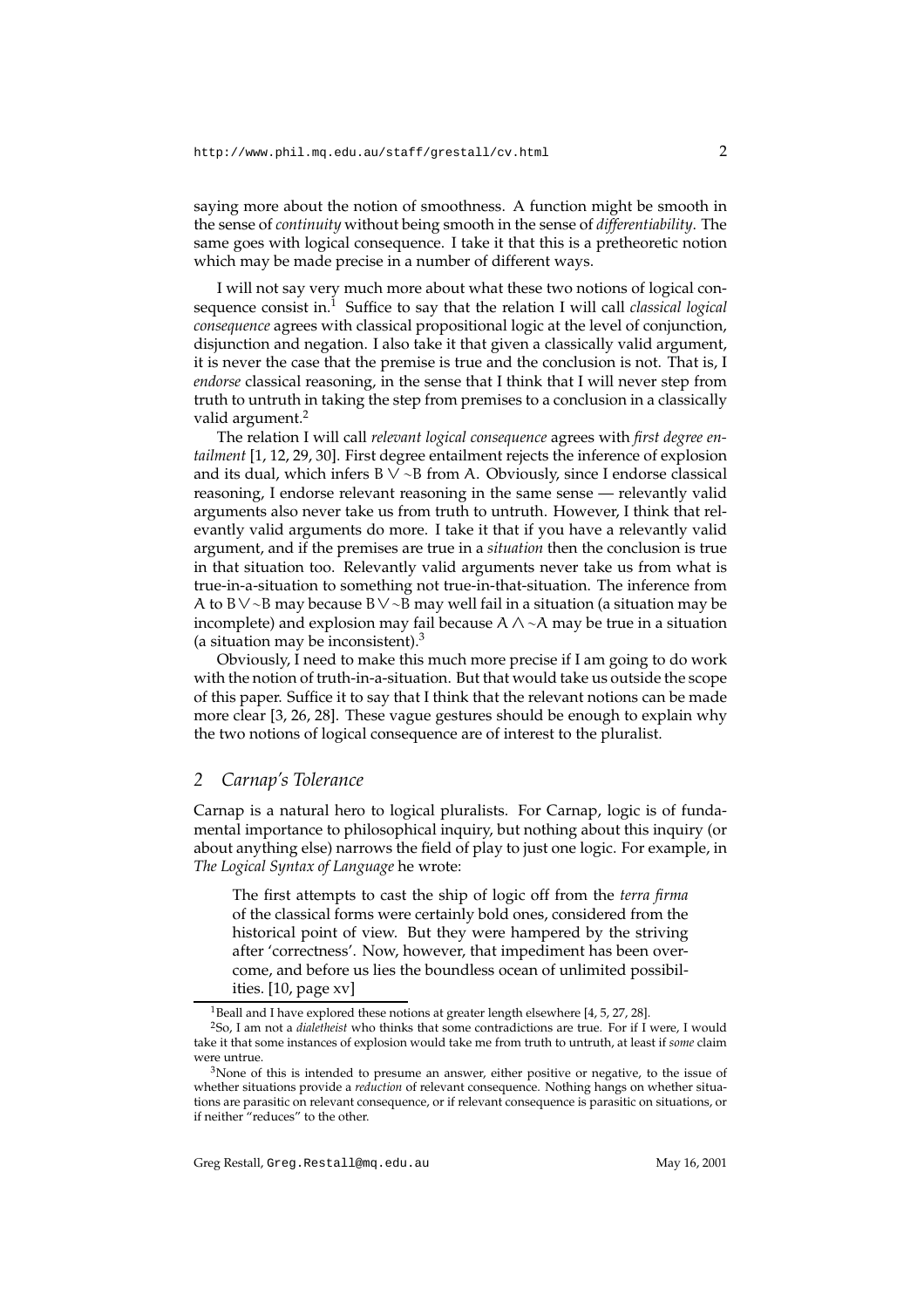saying more about the notion of smoothness. A function might be smooth in the sense of *continuity* without being smooth in the sense of *differentiability*. The same goes with logical consequence. I take it that this is a pretheoretic notion which may be made precise in a number of different ways.

I will not say very much more about what these two notions of logical consequence consist in.[1] Suffice to say that the relation I will call *classical logical consequence* agrees with classical propositional logic at the level of conjunction, disjunction and negation. I also take it that given a classically valid argument, it is never the case that the premise is true and the conclusion is not. That is, I *endorse* classical reasoning, in the sense that I think that I will never step from truth to untruth in taking the step from premises to a conclusion in a classically valid argument.[2]

The relation I will call *relevant logical consequence* agrees with *first degree entailment* [1, 12, 29, 30]. First degree entailment rejects the inference of explosion and its dual, which infers $B \vee {\sim}B$ from $A$. Obviously, since I endorse classical reasoning, I endorse relevant reasoning in the same sense — relevantly valid arguments also never take us from truth to untruth. However, I think that relevantly valid arguments do more. I take it that if you have a relevantly valid argument, and if the premises are true in a *situation* then the conclusion is true in that situation too. Relevantly valid arguments never take us from what is true-in-a-situation to something not true-in-that-situation. The inference from $A$ to $B \vee {\sim}B$ may because $B \vee {\sim}B$ may well fail in a situation (a situation may be incomplete) and explosion may fail because $A \wedge {\sim}A$ may be true in a situation (a situation may be inconsistent).[3]

Obviously, I need to make this much more precise if I am going to do work with the notion of truth-in-a-situation. But that would take us outside the scope of this paper. Suffice it to say that I think that the relevant notions can be made more clear [3, 26, 28]. These vague gestures should be enough to explain why the two notions of logical consequence are of interest to the pluralist.

## 2 Carnap's Tolerance

Carnap is a natural hero to logical pluralists. For Carnap, logic is of fundamental importance to philosophical inquiry, but nothing about this inquiry (or about anything else) narrows the field of play to just one logic. For example, in *The Logical Syntax of Language* he wrote:

> The first attempts to cast the ship of logic off from the *terra firma* of the classical forms were certainly bold ones, considered from the historical point of view. But they were hampered by the striving after 'correctness'. Now, however, that impediment has been overcome, and before us lies the boundless ocean of unlimited possibilities. [10, page xv]

---

[1] Beall and I have explored these notions at greater length elsewhere [4, 5, 27, 28].

[2] So, I am not a *dialetheist* who thinks that some contradictions are true. For if I were, I would take it that some instances of explosion would take me from truth to untruth, at least if *some* claim were untrue.

[3] None of this is intended to presume an answer, either positive or negative, to the issue of whether situations provide a *reduction* of relevant consequence. Nothing hangs on whether situations are parasitic on relevant consequence, or if relevant consequence is parasitic on situations, or if neither "reduces" to the other.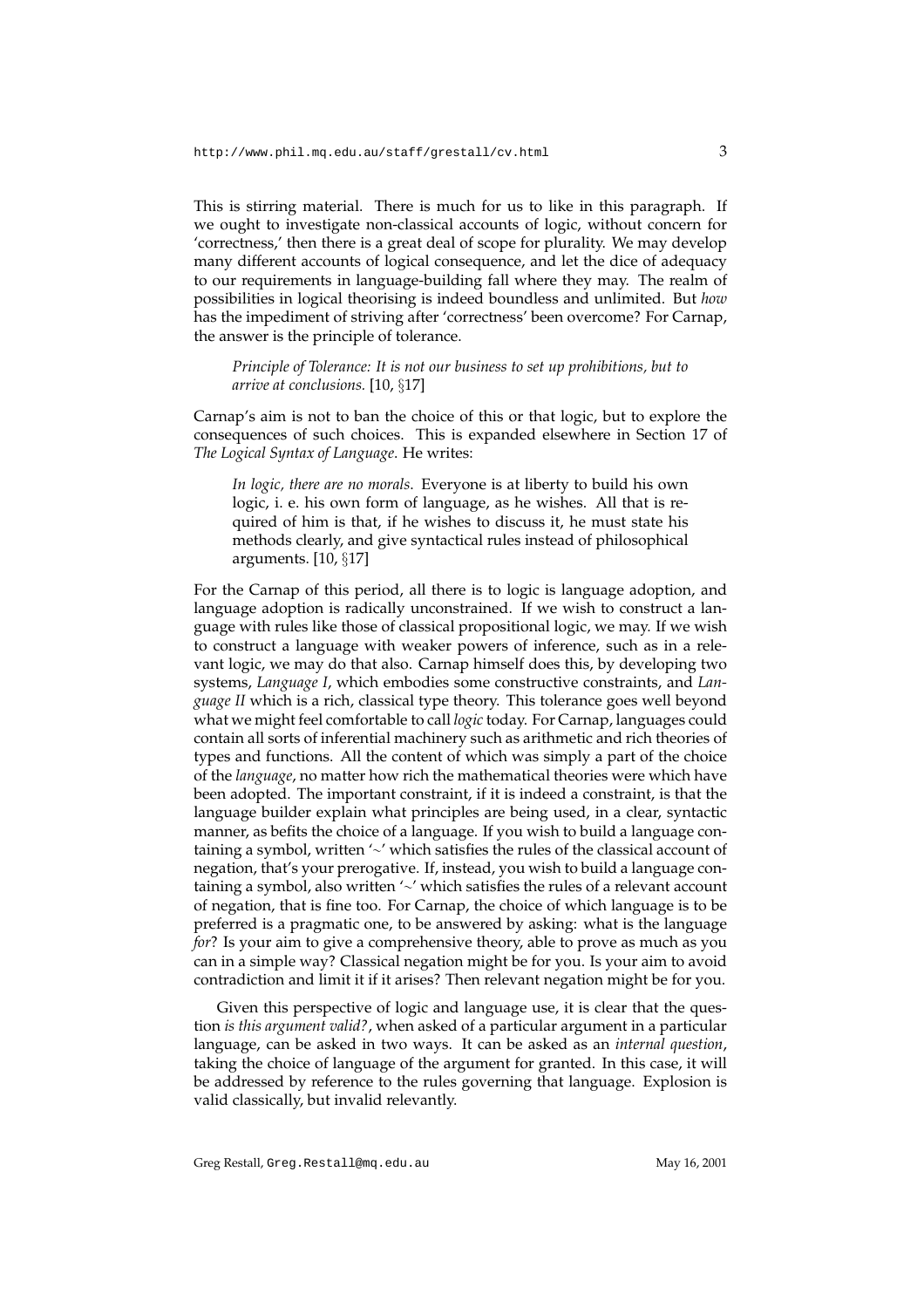This is stirring material. There is much for us to like in this paragraph. If we ought to investigate non-classical accounts of logic, without concern for 'correctness,' then there is a great deal of scope for plurality. We may develop many different accounts of logical consequence, and let the dice of adequacy to our requirements in language-building fall where they may. The realm of possibilities in logical theorising is indeed boundless and unlimited. But *how* has the impediment of striving after 'correctness' been overcome? For Carnap, the answer is the principle of tolerance.

> *Principle of Tolerance: It is not our business to set up prohibitions, but to arrive at conclusions.* [10, §17]

Carnap's aim is not to ban the choice of this or that logic, but to explore the consequences of such choices. This is expanded elsewhere in Section 17 of *The Logical Syntax of Language*. He writes:

> *In logic, there are no morals.* Everyone is at liberty to build his own logic, i. e. his own form of language, as he wishes. All that is required of him is that, if he wishes to discuss it, he must state his methods clearly, and give syntactical rules instead of philosophical arguments. [10, §17]

For the Carnap of this period, all there is to logic is language adoption, and language adoption is radically unconstrained. If we wish to construct a language with rules like those of classical propositional logic, we may. If we wish to construct a language with weaker powers of inference, such as in a relevant logic, we may do that also. Carnap himself does this, by developing two systems, *Language I*, which embodies some constructive constraints, and *Language II* which is a rich, classical type theory. This tolerance goes well beyond what we might feel comfortable to call *logic* today. For Carnap, languages could contain all sorts of inferential machinery such as arithmetic and rich theories of types and functions. All the content of which was simply a part of the choice of the *language*, no matter how rich the mathematical theories were which have been adopted. The important constraint, if it is indeed a constraint, is that the language builder explain what principles are being used, in a clear, syntactic manner, as befits the choice of a language. If you wish to build a language containing a symbol, written '$\sim$' which satisfies the rules of the classical account of negation, that's your prerogative. If, instead, you wish to build a language containing a symbol, also written '$\sim$' which satisfies the rules of a relevant account of negation, that is fine too. For Carnap, the choice of which language is to be preferred is a pragmatic one, to be answered by asking: what is the language *for*? Is your aim to give a comprehensive theory, able to prove as much as you can in a simple way? Classical negation might be for you. Is your aim to avoid contradiction and limit it if it arises? Then relevant negation might be for you.

Given this perspective of logic and language use, it is clear that the question *is this argument valid?*, when asked of a particular argument in a particular language, can be asked in two ways. It can be asked as an *internal question*, taking the choice of language of the argument for granted. In this case, it will be addressed by reference to the rules governing that language. Explosion is valid classically, but invalid relevantly.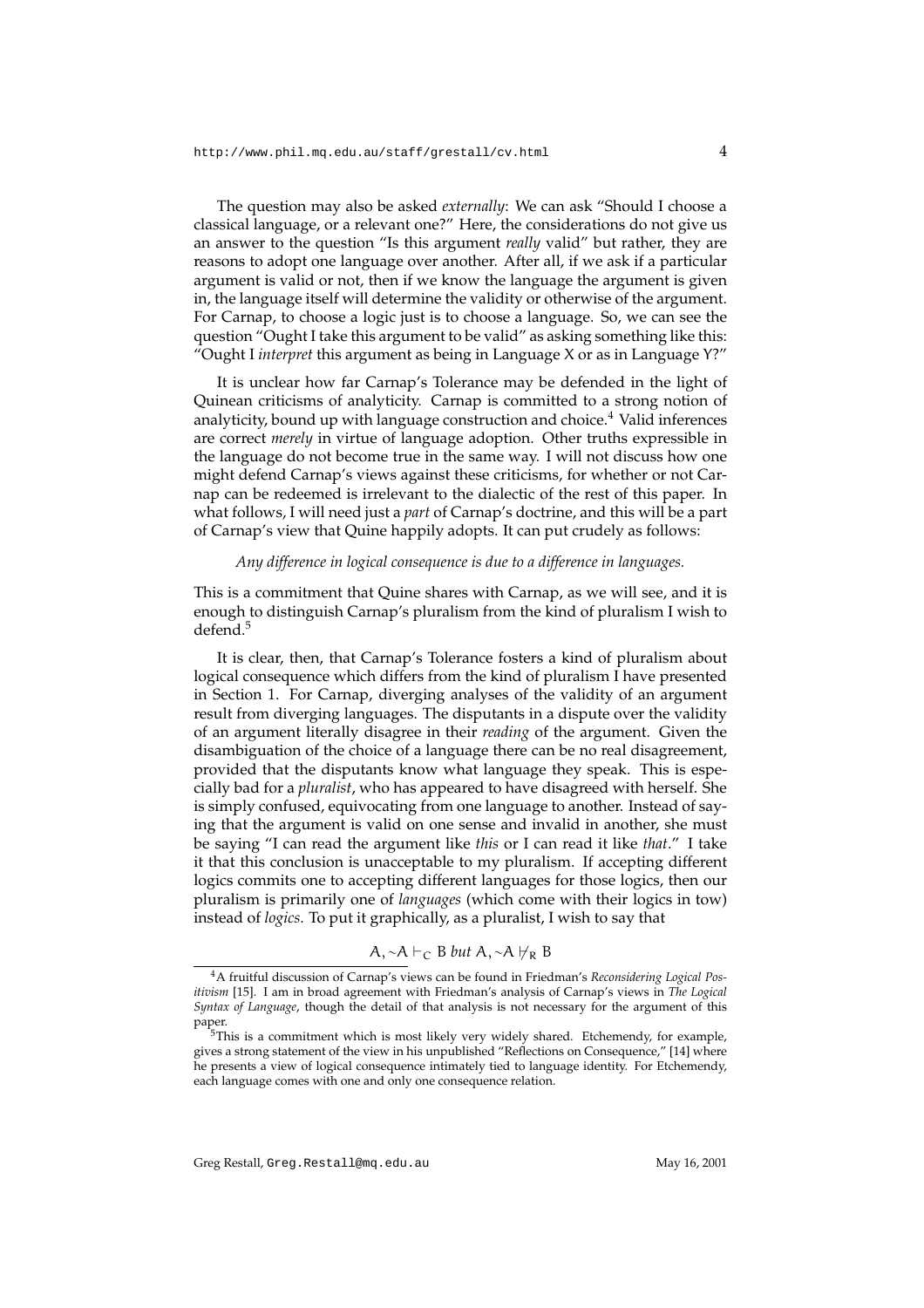The question may also be asked *externally*: We can ask "Should I choose a classical language, or a relevant one?" Here, the considerations do not give us an answer to the question "Is this argument *really* valid" but rather, they are reasons to adopt one language over another. After all, if we ask if a particular argument is valid or not, then if we know the language the argument is given in, the language itself will determine the validity or otherwise of the argument. For Carnap, to choose a logic just is to choose a language. So, we can see the question "Ought I take this argument to be valid" as asking something like this: "Ought I *interpret* this argument as being in Language X or as in Language Y?"

It is unclear how far Carnap's Tolerance may be defended in the light of Quinean criticisms of analyticity. Carnap is committed to a strong notion of analyticity, bound up with language construction and choice.[4] Valid inferences are correct *merely* in virtue of language adoption. Other truths expressible in the language do not become true in the same way. I will not discuss how one might defend Carnap's views against these criticisms, for whether or not Carnap can be redeemed is irrelevant to the dialectic of the rest of this paper. In what follows, I will need just a *part* of Carnap's doctrine, and this will be a part of Carnap's view that Quine happily adopts. It can put crudely as follows:

*Any difference in logical consequence is due to a difference in languages.*

This is a commitment that Quine shares with Carnap, as we will see, and it is enough to distinguish Carnap's pluralism from the kind of pluralism I wish to defend.[5]

It is clear, then, that Carnap's Tolerance fosters a kind of pluralism about logical consequence which differs from the kind of pluralism I have presented in Section 1. For Carnap, diverging analyses of the validity of an argument result from diverging languages. The disputants in a dispute over the validity of an argument literally disagree in their *reading* of the argument. Given the disambiguation of the choice of a language there can be no real disagreement, provided that the disputants know what language they speak. This is especially bad for a *pluralist*, who has appeared to have disagreed with herself. She is simply confused, equivocating from one language to another. Instead of saying that the argument is valid on one sense and invalid in another, she must be saying "I can read the argument like *this* or I can read it like *that*." I take it that this conclusion is unacceptable to my pluralism. If accepting different logics commits one to accepting different languages for those logics, then our pluralism is primarily one of *languages* (which come with their logics in tow) instead of *logics*. To put it graphically, as a pluralist, I wish to say that

$$A, {\sim}A \vdash_C B \textit{ but } A, {\sim}A \nvdash_R B$$

[4] A fruitful discussion of Carnap's views can be found in Friedman's *Reconsidering Logical Positivism* [15]. I am in broad agreement with Friedman's analysis of Carnap's views in *The Logical Syntax of Language*, though the detail of that analysis is not necessary for the argument of this paper.

[5] This is a commitment which is most likely very widely shared. Etchemendy, for example, gives a strong statement of the view in his unpublished "Reflections on Consequence," [14] where he presents a view of logical consequence intimately tied to language identity. For Etchemendy, each language comes with one and only one consequence relation.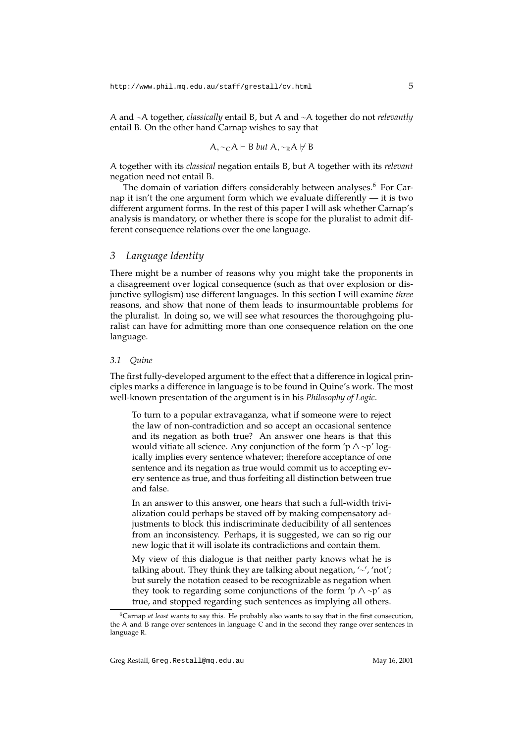A and $\sim$A together, *classically* entail B, but A and $\sim$A together do not *relevantly* entail B. On the other hand Carnap wishes to say that

$$A, \sim_C A \vdash B \textit{ but } A, \sim_R A \nvdash B$$

A together with its *classical* negation entails B, but A together with its *relevant* negation need not entail B.

The domain of variation differs considerably between analyses.[6] For Carnap it isn't the one argument form which we evaluate differently — it is two different argument forms. In the rest of this paper I will ask whether Carnap's analysis is mandatory, or whether there is scope for the pluralist to admit different consequence relations over the one language.

## 3 Language Identity

There might be a number of reasons why you might take the proponents in a disagreement over logical consequence (such as that over explosion or disjunctive syllogism) use different languages. In this section I will examine *three* reasons, and show that none of them leads to insurmountable problems for the pluralist. In doing so, we will see what resources the thoroughgoing pluralist can have for admitting more than one consequence relation on the one language.

### 3.1 Quine

The first fully-developed argument to the effect that a difference in logical principles marks a difference in language is to be found in Quine's work. The most well-known presentation of the argument is in his *Philosophy of Logic*.

> To turn to a popular extravaganza, what if someone were to reject the law of non-contradiction and so accept an occasional sentence and its negation as both true? An answer one hears is that this would vitiate all science. Any conjunction of the form '$p \land \sim p$' logically implies every sentence whatever; therefore acceptance of one sentence and its negation as true would commit us to accepting every sentence as true, and thus forfeiting all distinction between true and false.
>
> In an answer to this answer, one hears that such a full-width trivialization could perhaps be staved off by making compensatory adjustments to block this indiscriminate deducibility of all sentences from an inconsistency. Perhaps, it is suggested, we can so rig our new logic that it will isolate its contradictions and contain them.
>
> My view of this dialogue is that neither party knows what he is talking about. They think they are talking about negation, '$\sim$', 'not'; but surely the notation ceased to be recognizable as negation when they took to regarding some conjunctions of the form '$p \land \sim p$' as true, and stopped regarding such sentences as implying all others.

[6] Carnap *at least* wants to say this. He probably also wants to say that in the first consecution, the A and B range over sentences in language C and in the second they range over sentences in language R.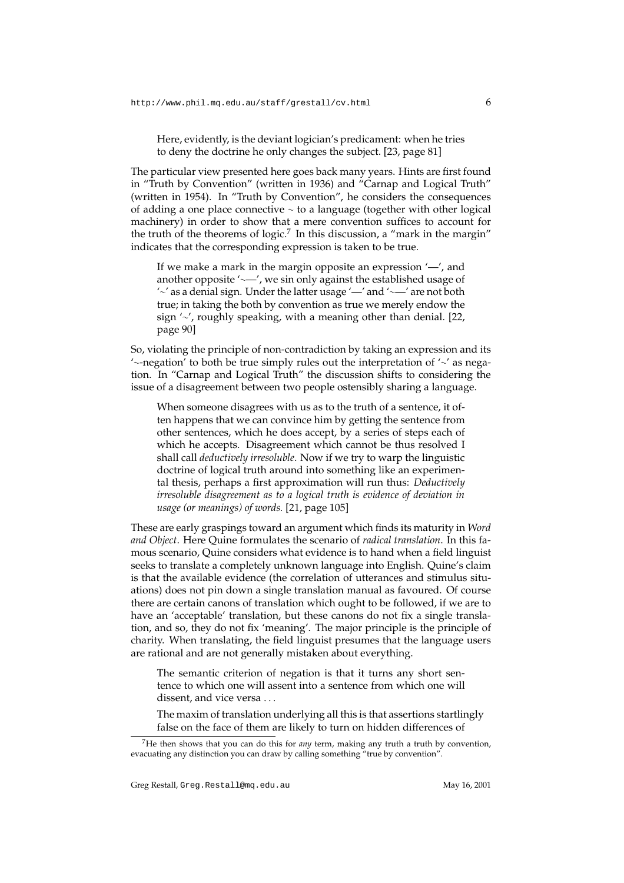Here, evidently, is the deviant logician's predicament: when he tries to deny the doctrine he only changes the subject. [23, page 81]

The particular view presented here goes back many years. Hints are first found in "Truth by Convention" (written in 1936) and "Carnap and Logical Truth" (written in 1954). In "Truth by Convention", he considers the consequences of adding a one place connective ∼ to a language (together with other logical machinery) in order to show that a mere convention suffices to account for the truth of the theorems of logic.[7] In this discussion, a "mark in the margin" indicates that the corresponding expression is taken to be true.

> If we make a mark in the margin opposite an expression '—', and another opposite '∼—', we sin only against the established usage of '∼' as a denial sign. Under the latter usage '—' and '∼—' are not both true; in taking the both by convention as true we merely endow the sign '∼', roughly speaking, with a meaning other than denial. [22, page 90]

So, violating the principle of non-contradiction by taking an expression and its '∼-negation' to both be true simply rules out the interpretation of '∼' as negation. In "Carnap and Logical Truth" the discussion shifts to considering the issue of a disagreement between two people ostensibly sharing a language.

> When someone disagrees with us as to the truth of a sentence, it often happens that we can convince him by getting the sentence from other sentences, which he does accept, by a series of steps each of which he accepts. Disagreement which cannot be thus resolved I shall call *deductively irresoluble*. Now if we try to warp the linguistic doctrine of logical truth around into something like an experimental thesis, perhaps a first approximation will run thus: *Deductively irresoluble disagreement as to a logical truth is evidence of deviation in usage (or meanings) of words.* [21, page 105]

These are early graspings toward an argument which finds its maturity in *Word and Object*. Here Quine formulates the scenario of *radical translation*. In this famous scenario, Quine considers what evidence is to hand when a field linguist seeks to translate a completely unknown language into English. Quine's claim is that the available evidence (the correlation of utterances and stimulus situations) does not pin down a single translation manual as favoured. Of course there are certain canons of translation which ought to be followed, if we are to have an 'acceptable' translation, but these canons do not fix a single translation, and so, they do not fix 'meaning'. The major principle is the principle of charity. When translating, the field linguist presumes that the language users are rational and are not generally mistaken about everything.

> The semantic criterion of negation is that it turns any short sentence to which one will assent into a sentence from which one will dissent, and vice versa ...
>
> The maxim of translation underlying all this is that assertions startlingly false on the face of them are likely to turn on hidden differences of

[7] He then shows that you can do this for *any* term, making any truth a truth by convention, evacuating any distinction you can draw by calling something "true by convention".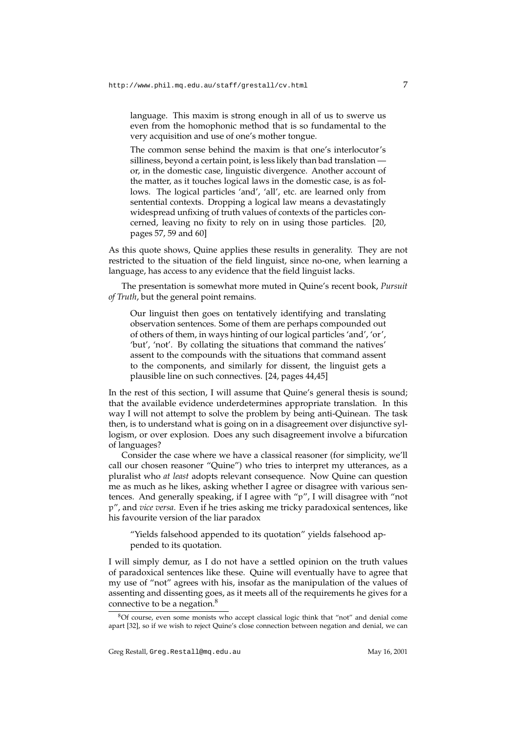> language. This maxim is strong enough in all of us to swerve us even from the homophonic method that is so fundamental to the very acquisition and use of one's mother tongue.
>
> The common sense behind the maxim is that one's interlocutor's silliness, beyond a certain point, is less likely than bad translation — or, in the domestic case, linguistic divergence. Another account of the matter, as it touches logical laws in the domestic case, is as follows. The logical particles 'and', 'all', etc. are learned only from sentential contexts. Dropping a logical law means a devastatingly widespread unfixing of truth values of contexts of the particles concerned, leaving no fixity to rely on in using those particles. [20, pages 57, 59 and 60]

As this quote shows, Quine applies these results in generality. They are not restricted to the situation of the field linguist, since no-one, when learning a language, has access to any evidence that the field linguist lacks.

The presentation is somewhat more muted in Quine's recent book, *Pursuit of Truth*, but the general point remains.

> Our linguist then goes on tentatively identifying and translating observation sentences. Some of them are perhaps compounded out of others of them, in ways hinting of our logical particles 'and', 'or', 'but', 'not'. By collating the situations that command the natives' assent to the compounds with the situations that command assent to the components, and similarly for dissent, the linguist gets a plausible line on such connectives. [24, pages 44,45]

In the rest of this section, I will assume that Quine's general thesis is sound; that the available evidence underdetermines appropriate translation. In this way I will not attempt to solve the problem by being anti-Quinean. The task then, is to understand what is going on in a disagreement over disjunctive syllogism, or over explosion. Does any such disagreement involve a bifurcation of languages?

Consider the case where we have a classical reasoner (for simplicity, we'll call our chosen reasoner "Quine") who tries to interpret my utterances, as a pluralist who *at least* adopts relevant consequence. Now Quine can question me as much as he likes, asking whether I agree or disagree with various sentences. And generally speaking, if I agree with "p", I will disagree with "not p", and *vice versa*. Even if he tries asking me tricky paradoxical sentences, like his favourite version of the liar paradox

> "Yields falsehood appended to its quotation" yields falsehood appended to its quotation.

I will simply demur, as I do not have a settled opinion on the truth values of paradoxical sentences like these. Quine will eventually have to agree that my use of "not" agrees with his, insofar as the manipulation of the values of assenting and dissenting goes, as it meets all of the requirements he gives for a connective to be a negation.[8]

[8] Of course, even some monists who accept classical logic think that "not" and denial come apart [32], so if we wish to reject Quine's close connection between negation and denial, we can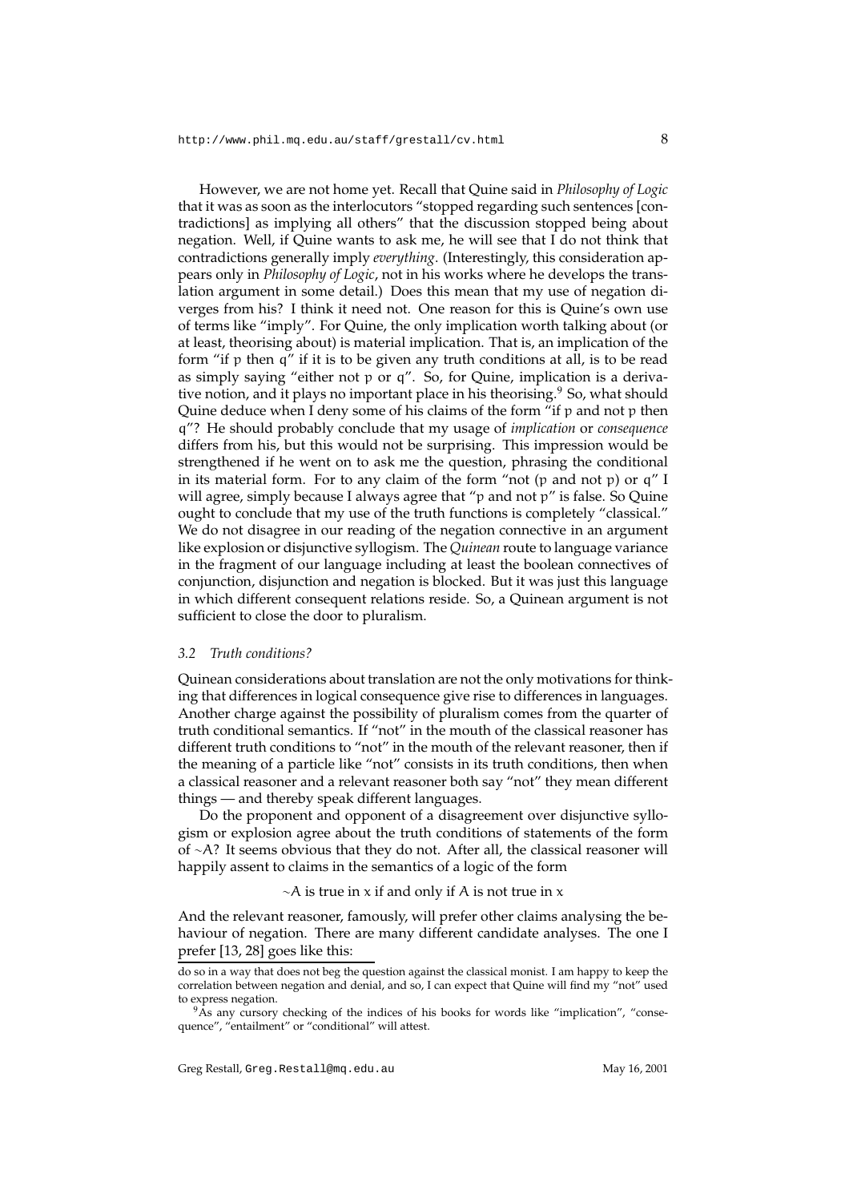However, we are not home yet. Recall that Quine said in *Philosophy of Logic* that it was as soon as the interlocutors "stopped regarding such sentences [contradictions] as implying all others" that the discussion stopped being about negation. Well, if Quine wants to ask me, he will see that I do not think that contradictions generally imply *everything*. (Interestingly, this consideration appears only in *Philosophy of Logic*, not in his works where he develops the translation argument in some detail.) Does this mean that my use of negation diverges from his? I think it need not. One reason for this is Quine's own use of terms like "imply". For Quine, the only implication worth talking about (or at least, theorising about) is material implication. That is, an implication of the form "if $p$ then $q$" if it is to be given any truth conditions at all, is to be read as simply saying "either not $p$ or $q$". So, for Quine, implication is a derivative notion, and it plays no important place in his theorising.[9] So, what should Quine deduce when I deny some of his claims of the form "if $p$ and not $p$ then $q$"? He should probably conclude that my usage of *implication* or *consequence* differs from his, but this would not be surprising. This impression would be strengthened if he went on to ask me the question, phrasing the conditional in its material form. For to any claim of the form "not ($p$ and not $p$) or $q$" I will agree, simply because I always agree that "$p$ and not $p$" is false. So Quine ought to conclude that my use of the truth functions is completely "classical." We do not disagree in our reading of the negation connective in an argument like explosion or disjunctive syllogism. The *Quinean* route to language variance in the fragment of our language including at least the boolean connectives of conjunction, disjunction and negation is blocked. But it was just this language in which different consequent relations reside. So, a Quinean argument is not sufficient to close the door to pluralism.

### *3.2 Truth conditions?*

Quinean considerations about translation are not the only motivations for thinking that differences in logical consequence give rise to differences in languages. Another charge against the possibility of pluralism comes from the quarter of truth conditional semantics. If "not" in the mouth of the classical reasoner has different truth conditions to "not" in the mouth of the relevant reasoner, then if the meaning of a particle like "not" consists in its truth conditions, then when a classical reasoner and a relevant reasoner both say "not" they mean different things — and thereby speak different languages.

Do the proponent and opponent of a disagreement over disjunctive syllogism or explosion agree about the truth conditions of statements of the form of $\sim A$? It seems obvious that they do not. After all, the classical reasoner will happily assent to claims in the semantics of a logic of the form

$$\sim A \text{ is true in } x \text{ if and only if } A \text{ is not true in } x$$

And the relevant reasoner, famously, will prefer other claims analysing the behaviour of negation. There are many different candidate analyses. The one I prefer [13, 28] goes like this:

---

do so in a way that does not beg the question against the classical monist. I am happy to keep the correlation between negation and denial, and so, I can expect that Quine will find my "not" used to express negation.

[9] As any cursory checking of the indices of his books for words like "implication", "consequence", "entailment" or "conditional" will attest.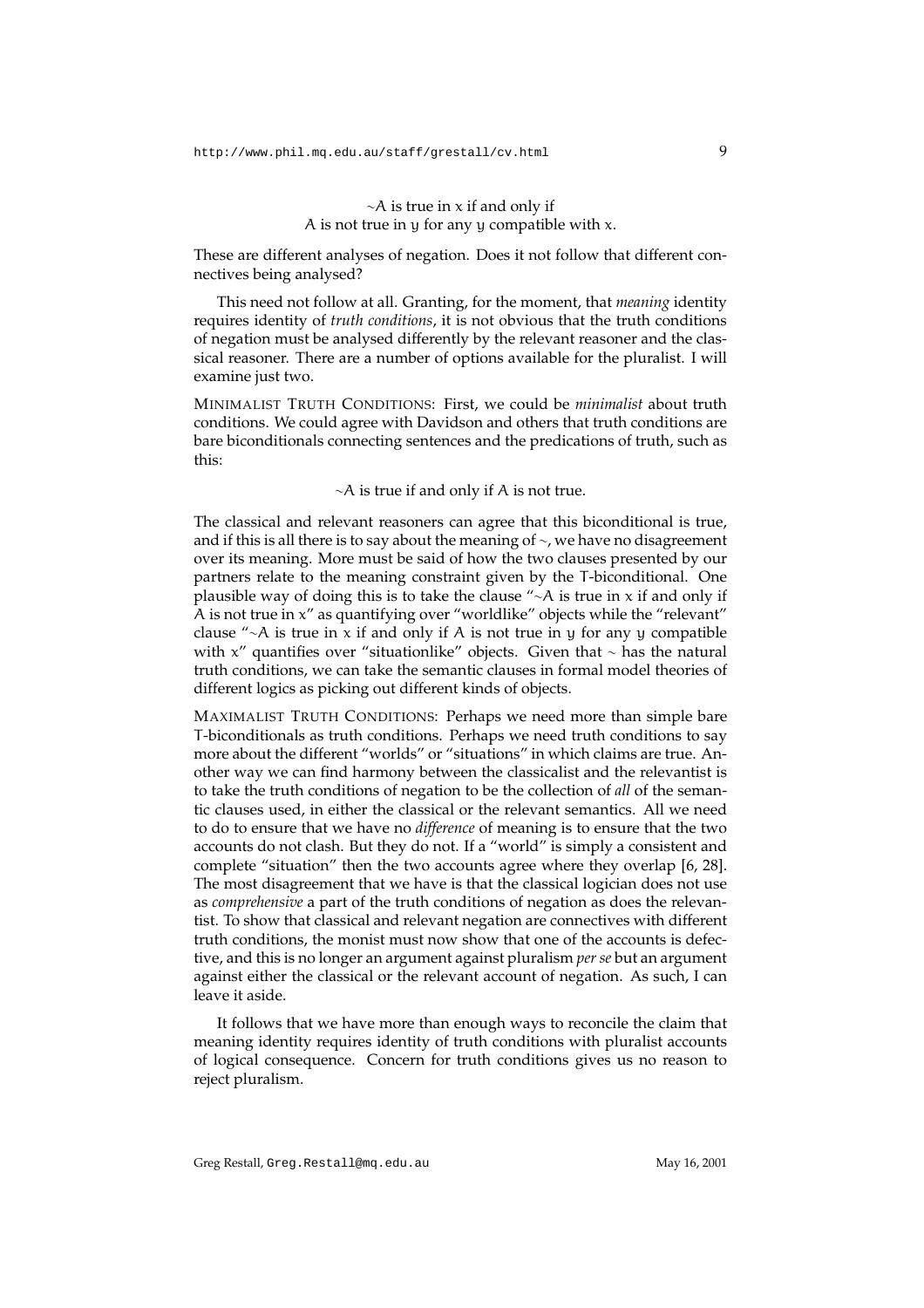$\sim A$ is true in $x$ if and only if
$A$ is not true in $y$ for any $y$ compatible with $x$.

These are different analyses of negation. Does it not follow that different connectives being analysed?

This need not follow at all. Granting, for the moment, that *meaning* identity requires identity of *truth conditions*, it is not obvious that the truth conditions of negation must be analysed differently by the relevant reasoner and the classical reasoner. There are a number of options available for the pluralist. I will examine just two.

MINIMALIST TRUTH CONDITIONS: First, we could be *minimalist* about truth conditions. We could agree with Davidson and others that truth conditions are bare biconditionals connecting sentences and the predications of truth, such as this:

$\sim A$ is true if and only if $A$ is not true.

The classical and relevant reasoners can agree that this biconditional is true, and if this is all there is to say about the meaning of $\sim$, we have no disagreement over its meaning. More must be said of how the two clauses presented by our partners relate to the meaning constraint given by the T-biconditional. One plausible way of doing this is to take the clause "$\sim A$ is true in $x$ if and only if $A$ is not true in $x$" as quantifying over "worldlike" objects while the "relevant" clause "$\sim A$ is true in $x$ if and only if $A$ is not true in $y$ for any $y$ compatible with $x$" quantifies over "situationlike" objects. Given that $\sim$ has the natural truth conditions, we can take the semantic clauses in formal model theories of different logics as picking out different kinds of objects.

MAXIMALIST TRUTH CONDITIONS: Perhaps we need more than simple bare T-biconditionals as truth conditions. Perhaps we need truth conditions to say more about the different "worlds" or "situations" in which claims are true. Another way we can find harmony between the classicalist and the relevantist is to take the truth conditions of negation to be the collection of *all* of the semantic clauses used, in either the classical or the relevant semantics. All we need to do to ensure that we have no *difference* of meaning is to ensure that the two accounts do not clash. But they do not. If a "world" is simply a consistent and complete "situation" then the two accounts agree where they overlap [6, 28]. The most disagreement that we have is that the classical logician does not use as *comprehensive* a part of the truth conditions of negation as does the relevantist. To show that classical and relevant negation are connectives with different truth conditions, the monist must now show that one of the accounts is defective, and this is no longer an argument against pluralism *per se* but an argument against either the classical or the relevant account of negation. As such, I can leave it aside.

It follows that we have more than enough ways to reconcile the claim that meaning identity requires identity of truth conditions with pluralist accounts of logical consequence. Concern for truth conditions gives us no reason to reject pluralism.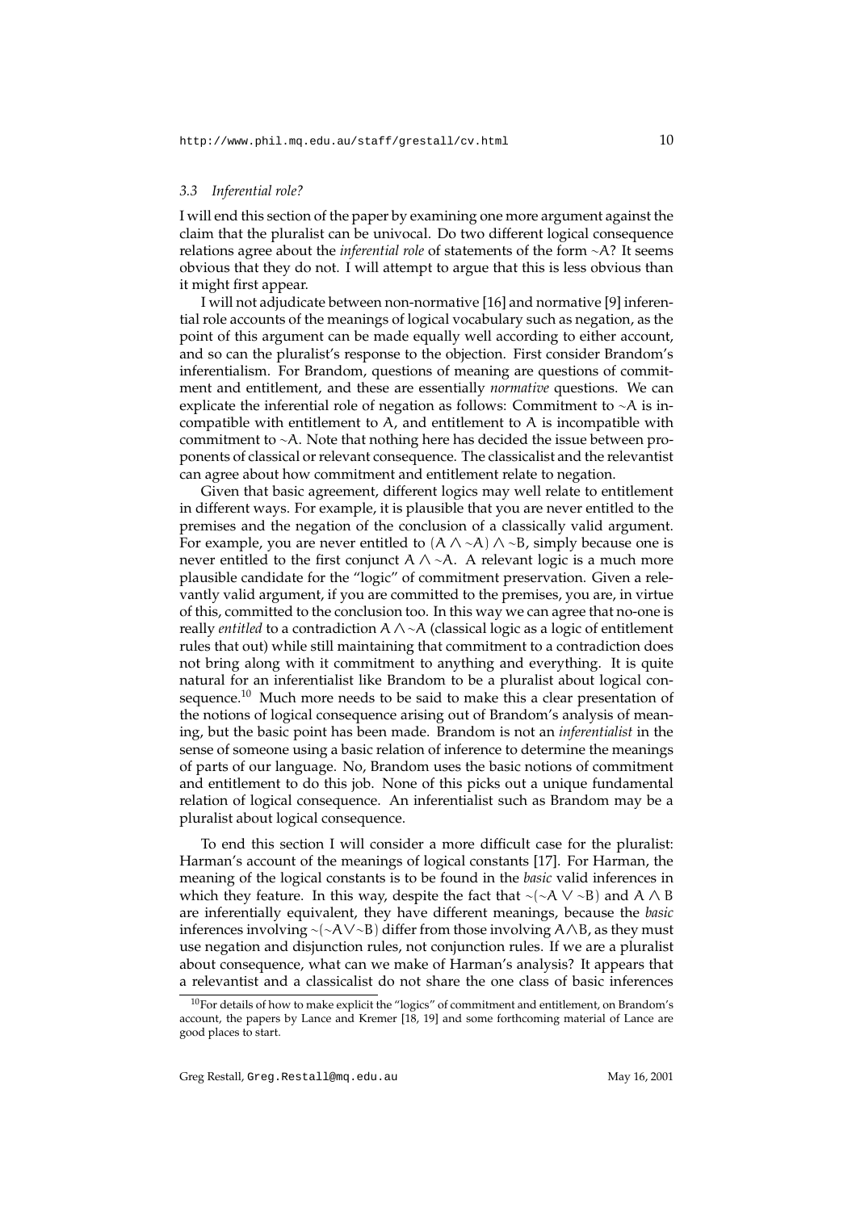### 3.3 Inferential role?

I will end this section of the paper by examining one more argument against the claim that the pluralist can be univocal. Do two different logical consequence relations agree about the *inferential role* of statements of the form $\sim A$? It seems obvious that they do not. I will attempt to argue that this is less obvious than it might first appear.

I will not adjudicate between non-normative [16] and normative [9] inferential role accounts of the meanings of logical vocabulary such as negation, as the point of this argument can be made equally well according to either account, and so can the pluralist's response to the objection. First consider Brandom's inferentialism. For Brandom, questions of meaning are questions of commitment and entitlement, and these are essentially *normative* questions. We can explicate the inferential role of negation as follows: Commitment to $\sim A$ is incompatible with entitlement to $A$, and entitlement to $A$ is incompatible with commitment to $\sim A$. Note that nothing here has decided the issue between proponents of classical or relevant consequence. The classicalist and the relevantist can agree about how commitment and entitlement relate to negation.

Given that basic agreement, different logics may well relate to entitlement in different ways. For example, it is plausible that you are never entitled to the premises and the negation of the conclusion of a classically valid argument. For example, you are never entitled to $(A \wedge \sim A) \wedge \sim B$, simply because one is never entitled to the first conjunct $A \wedge \sim A$. A relevant logic is a much more plausible candidate for the "logic" of commitment preservation. Given a relevantly valid argument, if you are committed to the premises, you are, in virtue of this, committed to the conclusion too. In this way we can agree that no-one is really *entitled* to a contradiction $A \wedge \sim A$ (classical logic as a logic of entitlement rules that out) while still maintaining that commitment to a contradiction does not bring along with it commitment to anything and everything. It is quite natural for an inferentialist like Brandom to be a pluralist about logical consequence.[10] Much more needs to be said to make this a clear presentation of the notions of logical consequence arising out of Brandom's analysis of meaning, but the basic point has been made. Brandom is not an *inferentialist* in the sense of someone using a basic relation of inference to determine the meanings of parts of our language. No, Brandom uses the basic notions of commitment and entitlement to do this job. None of this picks out a unique fundamental relation of logical consequence. An inferentialist such as Brandom may be a pluralist about logical consequence.

To end this section I will consider a more difficult case for the pluralist: Harman's account of the meanings of logical constants [17]. For Harman, the meaning of the logical constants is to be found in the *basic* valid inferences in which they feature. In this way, despite the fact that $\sim(\sim A \vee \sim B)$ and $A \wedge B$ are inferentially equivalent, they have different meanings, because the *basic* inferences involving $\sim(\sim A \vee \sim B)$ differ from those involving $A \wedge B$, as they must use negation and disjunction rules, not conjunction rules. If we are a pluralist about consequence, what can we make of Harman's analysis? It appears that a relevantist and a classicalist do not share the one class of basic inferences

[10] For details of how to make explicit the "logics" of commitment and entitlement, on Brandom's account, the papers by Lance and Kremer [18, 19] and some forthcoming material of Lance are good places to start.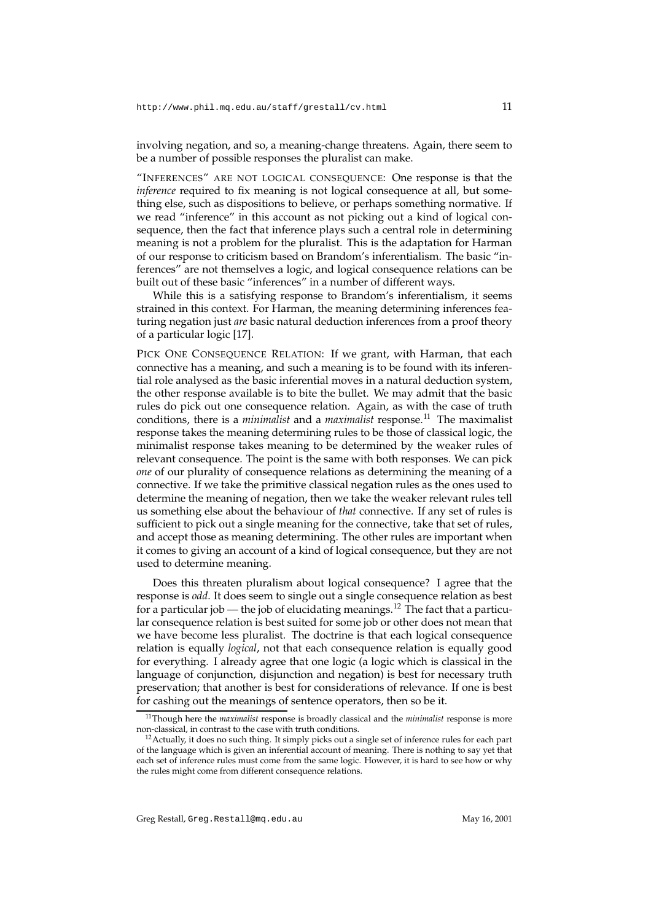involving negation, and so, a meaning-change threatens. Again, there seem to be a number of possible responses the pluralist can make.

"INFERENCES" ARE NOT LOGICAL CONSEQUENCE: One response is that the *inference* required to fix meaning is not logical consequence at all, but something else, such as dispositions to believe, or perhaps something normative. If we read "inference" in this account as not picking out a kind of logical consequence, then the fact that inference plays such a central role in determining meaning is not a problem for the pluralist. This is the adaptation for Harman of our response to criticism based on Brandom's inferentialism. The basic "inferences" are not themselves a logic, and logical consequence relations can be built out of these basic "inferences" in a number of different ways.

While this is a satisfying response to Brandom's inferentialism, it seems strained in this context. For Harman, the meaning determining inferences featuring negation just *are* basic natural deduction inferences from a proof theory of a particular logic [17].

PICK ONE CONSEQUENCE RELATION: If we grant, with Harman, that each connective has a meaning, and such a meaning is to be found with its inferential role analysed as the basic inferential moves in a natural deduction system, the other response available is to bite the bullet. We may admit that the basic rules do pick out one consequence relation. Again, as with the case of truth conditions, there is a *minimalist* and a *maximalist* response.[11] The maximalist response takes the meaning determining rules to be those of classical logic, the minimalist response takes meaning to be determined by the weaker rules of relevant consequence. The point is the same with both responses. We can pick *one* of our plurality of consequence relations as determining the meaning of a connective. If we take the primitive classical negation rules as the ones used to determine the meaning of negation, then we take the weaker relevant rules tell us something else about the behaviour of *that* connective. If any set of rules is sufficient to pick out a single meaning for the connective, take that set of rules, and accept those as meaning determining. The other rules are important when it comes to giving an account of a kind of logical consequence, but they are not used to determine meaning.

Does this threaten pluralism about logical consequence? I agree that the response is *odd*. It does seem to single out a single consequence relation as best for a particular job — the job of elucidating meanings.[12] The fact that a particular consequence relation is best suited for some job or other does not mean that we have become less pluralist. The doctrine is that each logical consequence relation is equally *logical*, not that each consequence relation is equally good for everything. I already agree that one logic (a logic which is classical in the language of conjunction, disjunction and negation) is best for necessary truth preservation; that another is best for considerations of relevance. If one is best for cashing out the meanings of sentence operators, then so be it.

[11] Though here the *maximalist* response is broadly classical and the *minimalist* response is more non-classical, in contrast to the case with truth conditions.

[12] Actually, it does no such thing. It simply picks out a single set of inference rules for each part of the language which is given an inferential account of meaning. There is nothing to say yet that each set of inference rules must come from the same logic. However, it is hard to see how or why the rules might come from different consequence relations.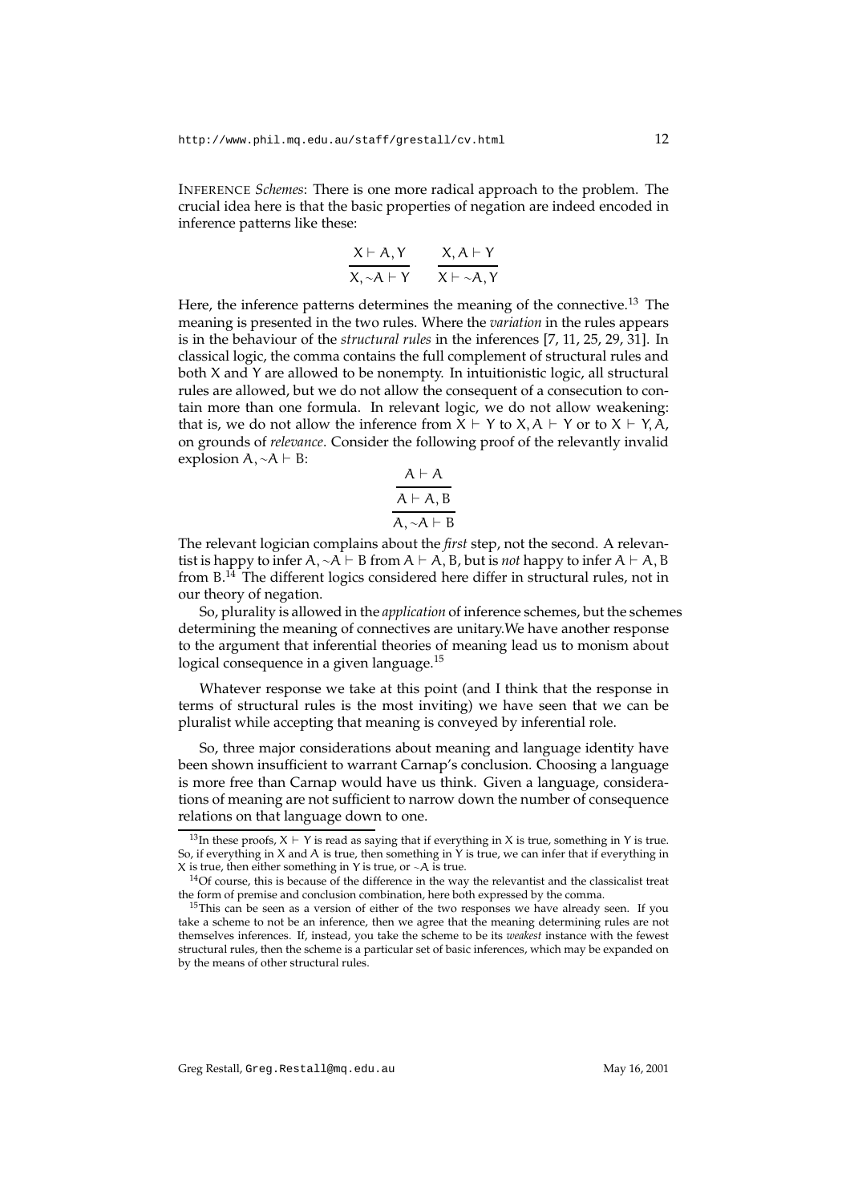INFERENCE *Schemes*: There is one more radical approach to the problem. The crucial idea here is that the basic properties of negation are indeed encoded in inference patterns like these:

$$\frac{X \vdash A, Y}{X, {\sim}A \vdash Y} \qquad \frac{X, A \vdash Y}{X \vdash {\sim}A, Y}$$

Here, the inference patterns determines the meaning of the connective.[13] The meaning is presented in the two rules. Where the *variation* in the rules appears is in the behaviour of the *structural rules* in the inferences [7, 11, 25, 29, 31]. In classical logic, the comma contains the full complement of structural rules and both $X$ and $Y$ are allowed to be nonempty. In intuitionistic logic, all structural rules are allowed, but we do not allow the consequent of a consecution to contain more than one formula. In relevant logic, we do not allow weakening: that is, we do not allow the inference from $X \vdash Y$ to $X, A \vdash Y$ or to $X \vdash Y, A$, on grounds of *relevance*. Consider the following proof of the relevantly invalid explosion $A, {\sim}A \vdash B$:

$$\cfrac{\cfrac{A \vdash A}{A \vdash A, B}}{A, {\sim}A \vdash B}$$

The relevant logician complains about the *first* step, not the second. A relevantist is happy to infer $A, {\sim}A \vdash B$ from $A \vdash A, B$, but is *not* happy to infer $A \vdash A, B$ from $B$.[14] The different logics considered here differ in structural rules, not in our theory of negation.

So, plurality is allowed in the *application* of inference schemes, but the schemes determining the meaning of connectives are unitary.We have another response to the argument that inferential theories of meaning lead us to monism about logical consequence in a given language.[15]

Whatever response we take at this point (and I think that the response in terms of structural rules is the most inviting) we have seen that we can be pluralist while accepting that meaning is conveyed by inferential role.

So, three major considerations about meaning and language identity have been shown insufficient to warrant Carnap's conclusion. Choosing a language is more free than Carnap would have us think. Given a language, considerations of meaning are not sufficient to narrow down the number of consequence relations on that language down to one.

---

[13] In these proofs, $X \vdash Y$ is read as saying that if everything in $X$ is true, something in $Y$ is true. So, if everything in $X$ and $A$ is true, then something in $Y$ is true, we can infer that if everything in $X$ is true, then either something in $Y$ is true, or ${\sim}A$ is true.

[14] Of course, this is because of the difference in the way the relevantist and the classicalist treat the form of premise and conclusion combination, here both expressed by the comma.

[15] This can be seen as a version of either of the two responses we have already seen. If you take a scheme to not be an inference, then we agree that the meaning determining rules are not themselves inferences. If, instead, you take the scheme to be its *weakest* instance with the fewest structural rules, then the scheme is a particular set of basic inferences, which may be expanded on by the means of other structural rules.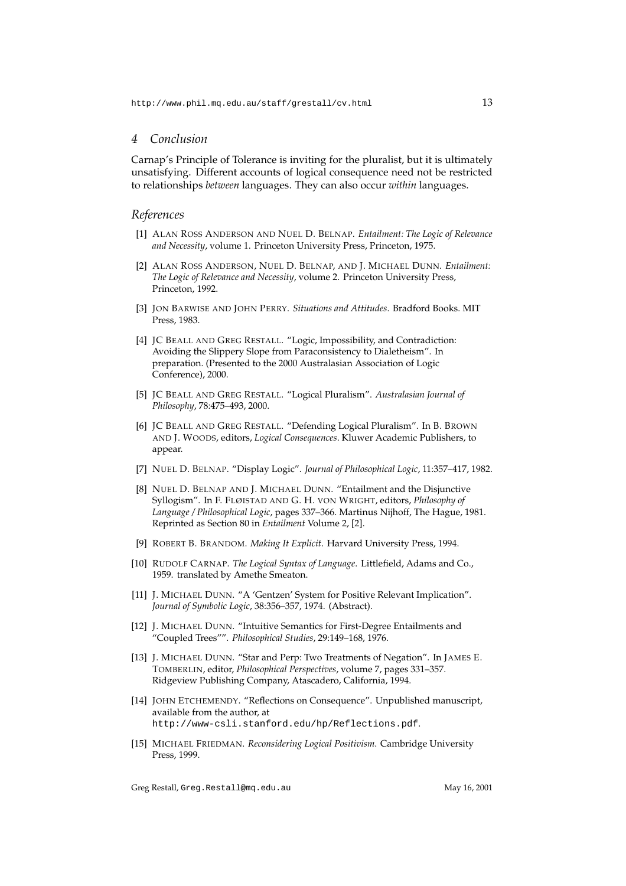## 4 Conclusion

Carnap's Principle of Tolerance is inviting for the pluralist, but it is ultimately unsatisfying. Different accounts of logical consequence need not be restricted to relationships *between* languages. They can also occur *within* languages.

## References

[1] ALAN ROSS ANDERSON AND NUEL D. BELNAP. *Entailment: The Logic of Relevance and Necessity*, volume 1. Princeton University Press, Princeton, 1975.

[2] ALAN ROSS ANDERSON, NUEL D. BELNAP, AND J. MICHAEL DUNN. *Entailment: The Logic of Relevance and Necessity*, volume 2. Princeton University Press, Princeton, 1992.

[3] JON BARWISE AND JOHN PERRY. *Situations and Attitudes*. Bradford Books. MIT Press, 1983.

[4] JC BEALL AND GREG RESTALL. "Logic, Impossibility, and Contradiction: Avoiding the Slippery Slope from Paraconsistency to Dialetheism". In preparation. (Presented to the 2000 Australasian Association of Logic Conference), 2000.

[5] JC BEALL AND GREG RESTALL. "Logical Pluralism". *Australasian Journal of Philosophy*, 78:475–493, 2000.

[6] JC BEALL AND GREG RESTALL. "Defending Logical Pluralism". In B. BROWN AND J. WOODS, editors, *Logical Consequences*. Kluwer Academic Publishers, to appear.

[7] NUEL D. BELNAP. "Display Logic". *Journal of Philosophical Logic*, 11:357–417, 1982.

[8] NUEL D. BELNAP AND J. MICHAEL DUNN. "Entailment and the Disjunctive Syllogism". In F. FLØISTAD AND G. H. VON WRIGHT, editors, *Philosophy of Language / Philosophical Logic*, pages 337–366. Martinus Nijhoff, The Hague, 1981. Reprinted as Section 80 in *Entailment* Volume 2, [2].

[9] ROBERT B. BRANDOM. *Making It Explicit*. Harvard University Press, 1994.

[10] RUDOLF CARNAP. *The Logical Syntax of Language*. Littlefield, Adams and Co., 1959. translated by Amethe Smeaton.

[11] J. MICHAEL DUNN. "A 'Gentzen' System for Positive Relevant Implication". *Journal of Symbolic Logic*, 38:356–357, 1974. (Abstract).

[12] J. MICHAEL DUNN. "Intuitive Semantics for First-Degree Entailments and "Coupled Trees"". *Philosophical Studies*, 29:149–168, 1976.

[13] J. MICHAEL DUNN. "Star and Perp: Two Treatments of Negation". In JAMES E. TOMBERLIN, editor, *Philosophical Perspectives*, volume 7, pages 331–357. Ridgeview Publishing Company, Atascadero, California, 1994.

[14] JOHN ETCHEMENDY. "Reflections on Consequence". Unpublished manuscript, available from the author, at `http://www-csli.stanford.edu/hp/Reflections.pdf`.

[15] MICHAEL FRIEDMAN. *Reconsidering Logical Positivism*. Cambridge University Press, 1999.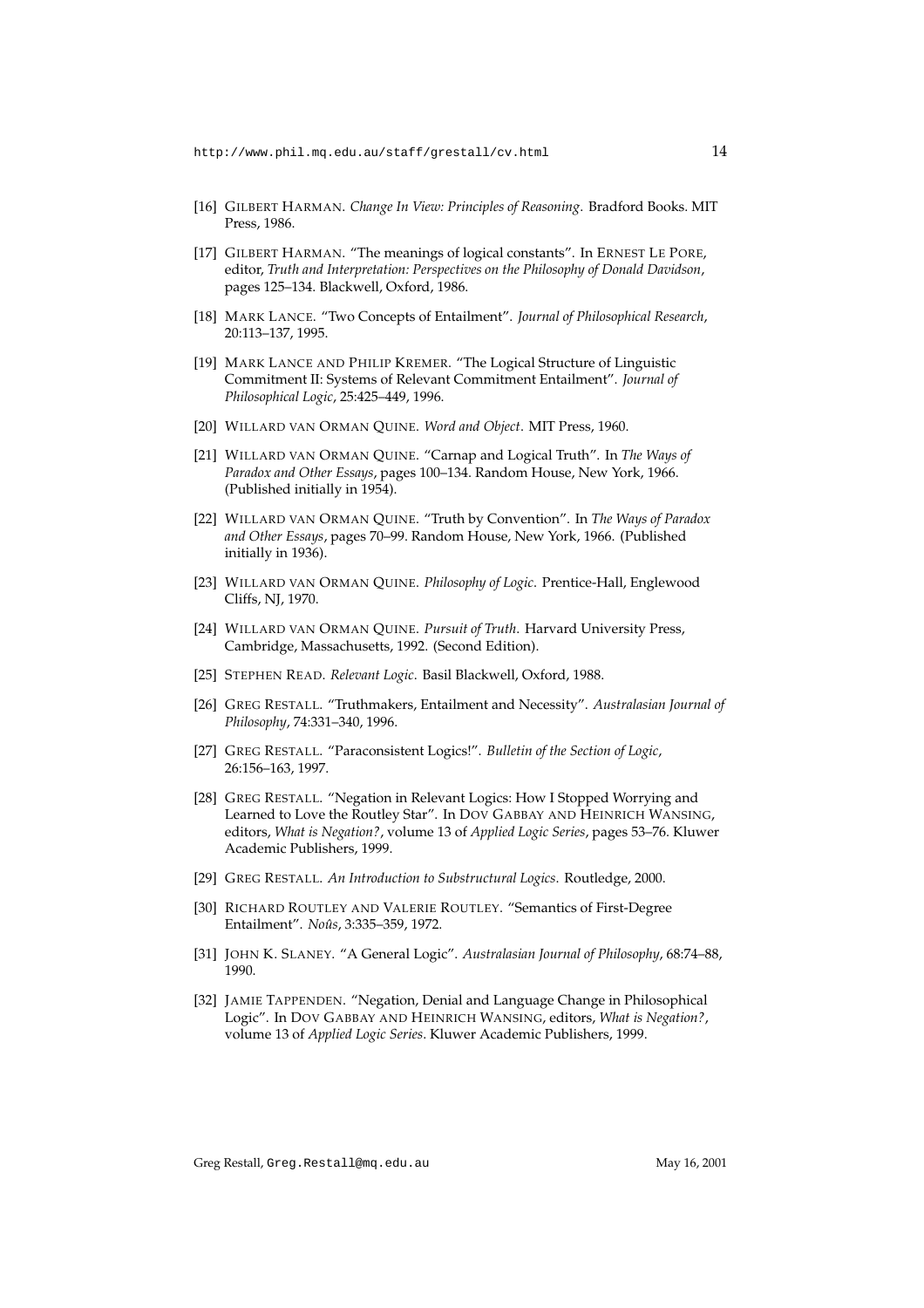[16] GILBERT HARMAN. *Change In View: Principles of Reasoning*. Bradford Books. MIT Press, 1986.

[17] GILBERT HARMAN. "The meanings of logical constants". In ERNEST LE PORE, editor, *Truth and Interpretation: Perspectives on the Philosophy of Donald Davidson*, pages 125–134. Blackwell, Oxford, 1986.

[18] MARK LANCE. "Two Concepts of Entailment". *Journal of Philosophical Research*, 20:113–137, 1995.

[19] MARK LANCE AND PHILIP KREMER. "The Logical Structure of Linguistic Commitment II: Systems of Relevant Commitment Entailment". *Journal of Philosophical Logic*, 25:425–449, 1996.

[20] WILLARD VAN ORMAN QUINE. *Word and Object*. MIT Press, 1960.

[21] WILLARD VAN ORMAN QUINE. "Carnap and Logical Truth". In *The Ways of Paradox and Other Essays*, pages 100–134. Random House, New York, 1966. (Published initially in 1954).

[22] WILLARD VAN ORMAN QUINE. "Truth by Convention". In *The Ways of Paradox and Other Essays*, pages 70–99. Random House, New York, 1966. (Published initially in 1936).

[23] WILLARD VAN ORMAN QUINE. *Philosophy of Logic*. Prentice-Hall, Englewood Cliffs, NJ, 1970.

[24] WILLARD VAN ORMAN QUINE. *Pursuit of Truth*. Harvard University Press, Cambridge, Massachusetts, 1992. (Second Edition).

[25] STEPHEN READ. *Relevant Logic*. Basil Blackwell, Oxford, 1988.

[26] GREG RESTALL. "Truthmakers, Entailment and Necessity". *Australasian Journal of Philosophy*, 74:331–340, 1996.

[27] GREG RESTALL. "Paraconsistent Logics!". *Bulletin of the Section of Logic*, 26:156–163, 1997.

[28] GREG RESTALL. "Negation in Relevant Logics: How I Stopped Worrying and Learned to Love the Routley Star". In DOV GABBAY AND HEINRICH WANSING, editors, *What is Negation?*, volume 13 of *Applied Logic Series*, pages 53–76. Kluwer Academic Publishers, 1999.

[29] GREG RESTALL. *An Introduction to Substructural Logics*. Routledge, 2000.

[30] RICHARD ROUTLEY AND VALERIE ROUTLEY. "Semantics of First-Degree Entailment". *Noûs*, 3:335–359, 1972.

[31] JOHN K. SLANEY. "A General Logic". *Australasian Journal of Philosophy*, 68:74–88, 1990.

[32] JAMIE TAPPENDEN. "Negation, Denial and Language Change in Philosophical Logic". In DOV GABBAY AND HEINRICH WANSING, editors, *What is Negation?*, volume 13 of *Applied Logic Series*. Kluwer Academic Publishers, 1999.